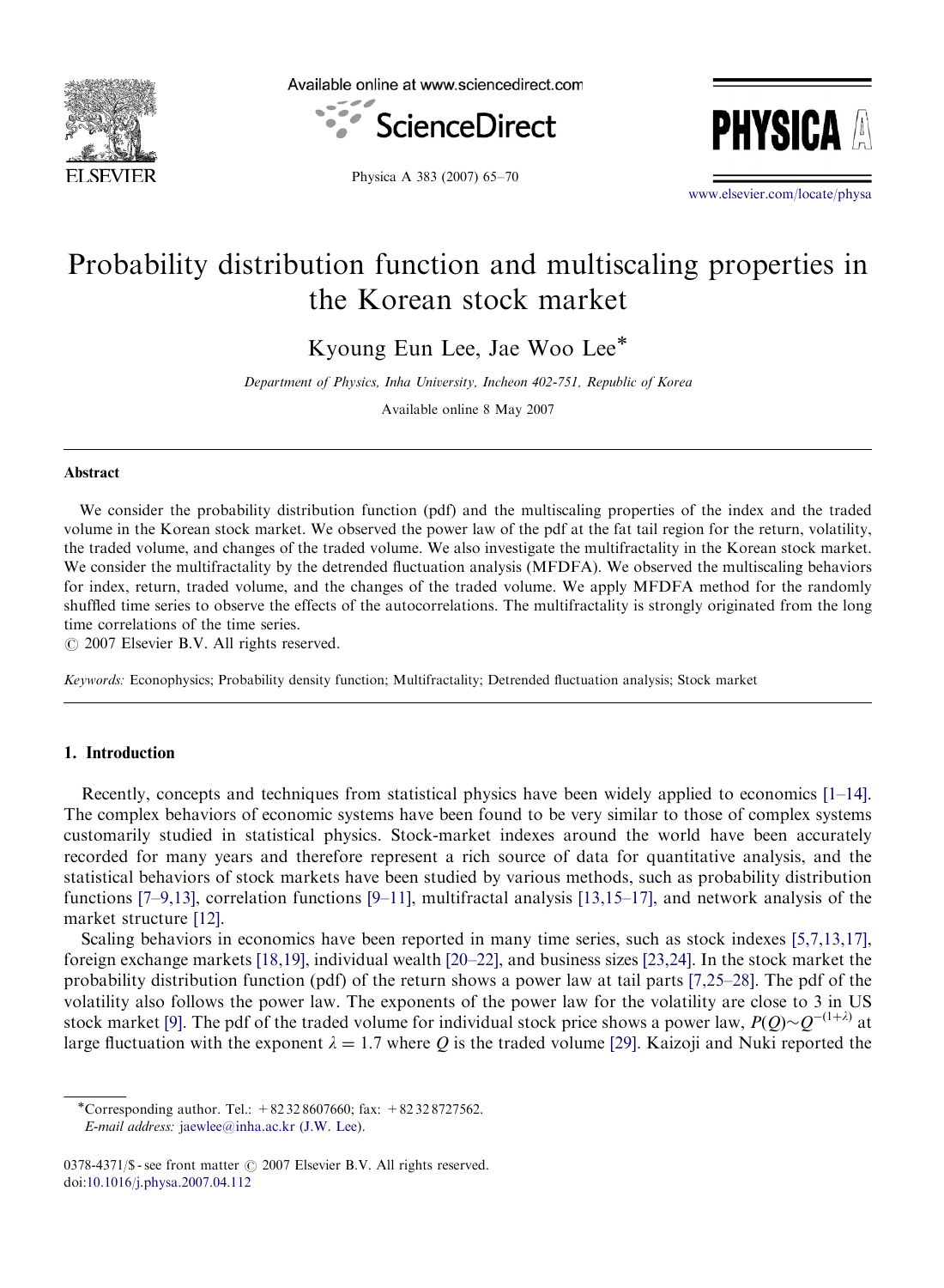# Probability distribution function and multiscaling properties in the Korean stock market

Kyoung Eun Lee, Jae Woo Lee*

*Department of Physics, Inha University, Incheon 402-751, Republic of Korea*

Available online 8 May 2007

## Abstract

We consider the probability distribution function (pdf) and the multiscaling properties of the index and the traded volume in the Korean stock market. We observed the power law of the pdf at the fat tail region for the return, volatility, the traded volume, and changes of the traded volume. We also investigate the multifractality in the Korean stock market. We consider the multifractality by the detrended fluctuation analysis (MFDFA). We observed the multiscaling behaviors for index, return, traded volume, and the changes of the traded volume. We apply MFDFA method for the randomly shuffled time series to observe the effects of the autocorrelations. The multifractality is strongly originated from the long time correlations of the time series.

© 2007 Elsevier B.V. All rights reserved.

*Keywords:* Econophysics; Probability density function; Multifractality; Detrended fluctuation analysis; Stock market

## 1. Introduction

Recently, concepts and techniques from statistical physics have been widely applied to economics [1–14]. The complex behaviors of economic systems have been found to be very similar to those of complex systems customarily studied in statistical physics. Stock-market indexes around the world have been accurately recorded for many years and therefore represent a rich source of data for quantitative analysis, and the statistical behaviors of stock markets have been studied by various methods, such as probability distribution functions [7–9,13], correlation functions [9–11], multifractal analysis [13,15–17], and network analysis of the market structure [12].

Scaling behaviors in economics have been reported in many time series, such as stock indexes [5,7,13,17], foreign exchange markets [18,19], individual wealth [20–22], and business sizes [23,24]. In the stock market the probability distribution function (pdf) of the return shows a power law at tail parts [7,25–28]. The pdf of the volatility also follows the power law. The exponents of the power law for the volatility are close to 3 in US stock market [9]. The pdf of the traded volume for individual stock price shows a power law, $P(Q) \sim Q^{-(1+\lambda)}$ at large fluctuation with the exponent $\lambda = 1.7$ where $Q$ is the traded volume [29]. Kaizoji and Nuki reported the

*Corresponding author. Tel.: +82 32 8607660; fax: +82 32 8727562.
*E-mail address:* jaewlee@inha.ac.kr (J.W. Lee).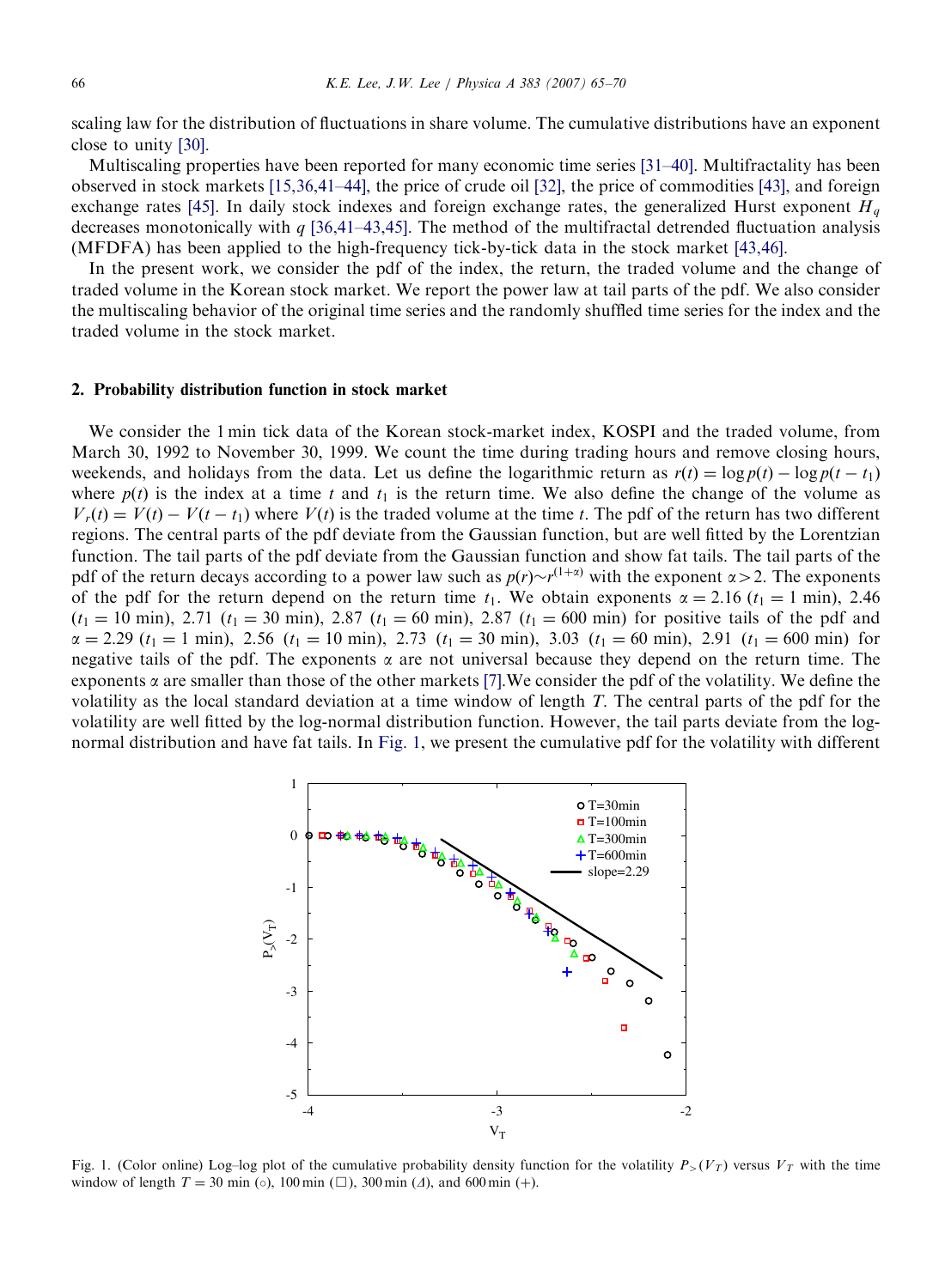scaling law for the distribution of fluctuations in share volume. The cumulative distributions have an exponent close to unity [30].

Multiscaling properties have been reported for many economic time series [31–40]. Multifractality has been observed in stock markets [15,36,41–44], the price of crude oil [32], the price of commodities [43], and foreign exchange rates [45]. In daily stock indexes and foreign exchange rates, the generalized Hurst exponent $H_q$ decreases monotonically with $q$ [36,41–43,45]. The method of the multifractal detrended fluctuation analysis (MFDFA) has been applied to the high-frequency tick-by-tick data in the stock market [43,46].

In the present work, we consider the pdf of the index, the return, the traded volume and the change of traded volume in the Korean stock market. We report the power law at tail parts of the pdf. We also consider the multiscaling behavior of the original time series and the randomly shuffled time series for the index and the traded volume in the stock market.

## 2. Probability distribution function in stock market

We consider the 1 min tick data of the Korean stock-market index, KOSPI and the traded volume, from March 30, 1992 to November 30, 1999. We count the time during trading hours and remove closing hours, weekends, and holidays from the data. Let us define the logarithmic return as $r(t) = \log p(t) - \log p(t - t_1)$ where $p(t)$ is the index at a time $t$ and $t_1$ is the return time. We also define the change of the volume as $V_r(t) = V(t) - V(t - t_1)$ where $V(t)$ is the traded volume at the time $t$. The pdf of the return has two different regions. The central parts of the pdf deviate from the Gaussian function, but are well fitted by the Lorentzian function. The tail parts of the pdf deviate from the Gaussian function and show fat tails. The tail parts of the pdf of the return decays according to a power law such as $p(r) \sim r^{(1+\alpha)}$ with the exponent $\alpha > 2$. The exponents of the pdf for the return depend on the return time $t_1$. We obtain exponents $\alpha = 2.16$ ($t_1 = 1$ min), 2.46 ($t_1 = 10$ min), 2.71 ($t_1 = 30$ min), 2.87 ($t_1 = 60$ min), 2.87 ($t_1 = 600$ min) for positive tails of the pdf and $\alpha = 2.29$ ($t_1 = 1$ min), 2.56 ($t_1 = 10$ min), 2.73 ($t_1 = 30$ min), 3.03 ($t_1 = 60$ min), 2.91 ($t_1 = 600$ min) for negative tails of the pdf. The exponents $\alpha$ are not universal because they depend on the return time. The exponents $\alpha$ are smaller than those of the other markets [7].We consider the pdf of the volatility. We define the volatility as the local standard deviation at a time window of length $T$. The central parts of the pdf for the volatility are well fitted by the log-normal distribution function. However, the tail parts deviate from the log-normal distribution and have fat tails. In Fig. 1, we present the cumulative pdf for the volatility with different

Fig. 1. (Color online) Log–log plot of the cumulative probability density function for the volatility $P_>(V_T)$ versus $V_T$ with the time window of length $T = 30$ min (○), 100 min (□), 300 min (Δ), and 600 min (+).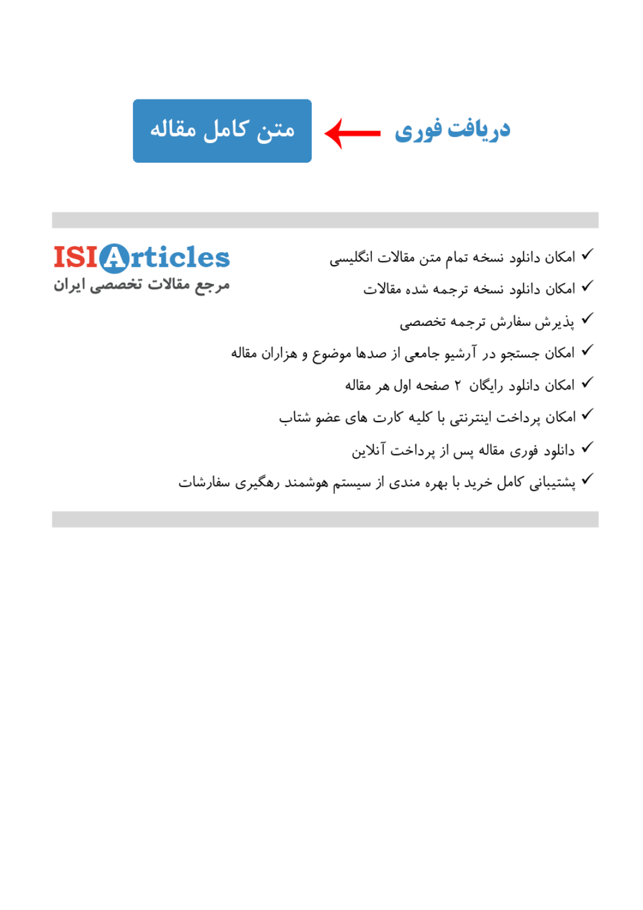دریافت فوری ← **متن کامل مقاله**

**ISIArticles**
مرجع مقالات تخصصی ایران

- ✓ امکان دانلود نسخه تمام متن مقالات انگلیسی
- ✓ امکان دانلود نسخه ترجمه شده مقالات
- ✓ پذیرش سفارش ترجمه تخصصی
- ✓ امکان جستجو در آرشیو جامعی از صدها موضوع و هزاران مقاله
- ✓ امکان دانلود رایگان ۲ صفحه اول هر مقاله
- ✓ امکان پرداخت اینترنتی با کلیه کارت های عضو شتاب
- ✓ دانلود فوری مقاله پس از پرداخت آنلاین
- ✓ پشتیبانی کامل خرید با بهره مندی از سیستم هوشمند رهگیری سفارشات